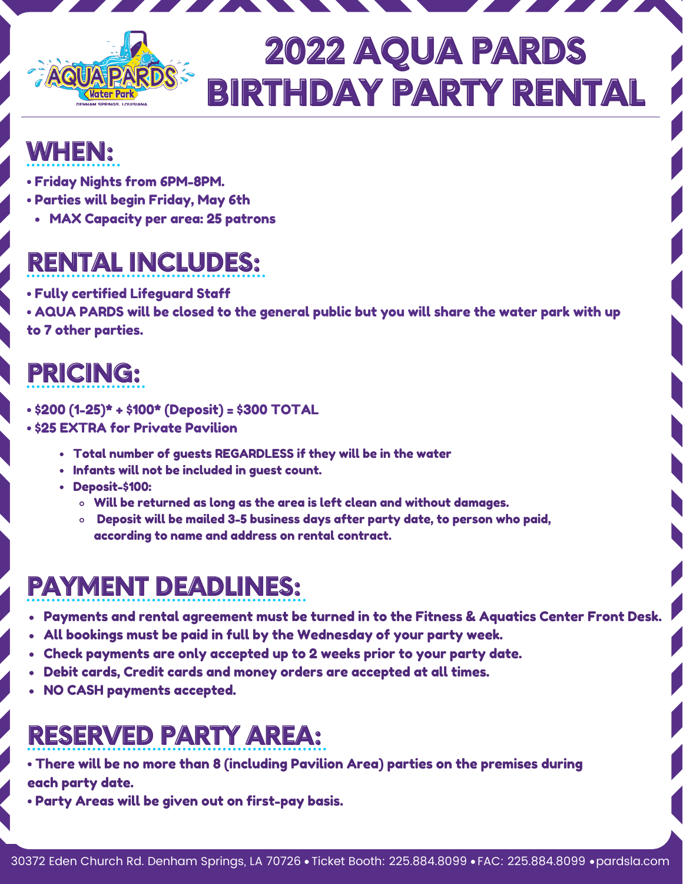# 2022 AQUA PARDS BIRTHDAY PARTY RENTAL

## WHEN:

- Friday Nights from 6PM-8PM.
- Parties will begin Friday, May 6th
  - MAX Capacity per area: 25 patrons

## RENTAL INCLUDES:

- Fully certified Lifeguard Staff
- AQUA PARDS will be closed to the general public but you will share the water park with up to 7 other parties.

## PRICING:

- $200 (1-25)* + $100* (Deposit) = $300 TOTAL
- $25 EXTRA for Private Pavilion
  - Total number of guests REGARDLESS if they will be in the water
  - Infants will not be included in guest count.
  - Deposit-$100:
    - Will be returned as long as the area is left clean and without damages.
    - Deposit will be mailed 3-5 business days after party date, to person who paid, according to name and address on rental contract.

## PAYMENT DEADLINES:

- Payments and rental agreement must be turned in to the Fitness & Aquatics Center Front Desk.
- All bookings must be paid in full by the Wednesday of your party week.
- Check payments are only accepted up to 2 weeks prior to your party date.
- Debit cards, Credit cards and money orders are accepted at all times.
- NO CASH payments accepted.

## RESERVED PARTY AREA:

- There will be no more than 8 (including Pavilion Area) parties on the premises during each party date.
- Party Areas will be given out on first-pay basis.

30372 Eden Church Rd. Denham Springs, LA 70726 • Ticket Booth: 225.884.8099 • FAC: 225.884.8099 • pardsla.com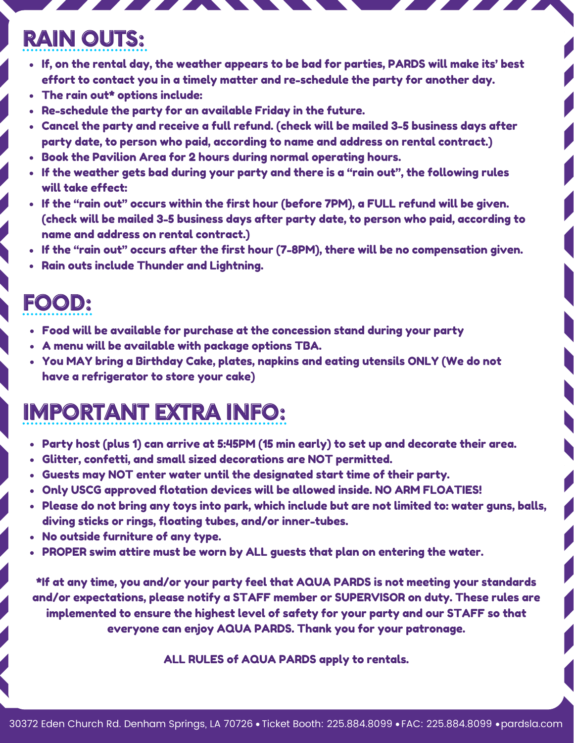## RAIN OUTS:

- If, on the rental day, the weather appears to be bad for parties, PARDS will make its' best effort to contact you in a timely matter and re-schedule the party for another day.
- The rain out* options include:
- Re-schedule the party for an available Friday in the future.
- Cancel the party and receive a full refund. (check will be mailed 3-5 business days after party date, to person who paid, according to name and address on rental contract.)
- Book the Pavilion Area for 2 hours during normal operating hours.
- If the weather gets bad during your party and there is a "rain out", the following rules will take effect:
- If the "rain out" occurs within the first hour (before 7PM), a FULL refund will be given. (check will be mailed 3-5 business days after party date, to person who paid, according to name and address on rental contract.)
- If the "rain out" occurs after the first hour (7-8PM), there will be no compensation given.
- Rain outs include Thunder and Lightning.

## FOOD:

- Food will be available for purchase at the concession stand during your party
- A menu will be available with package options TBA.
- You MAY bring a Birthday Cake, plates, napkins and eating utensils ONLY (We do not have a refrigerator to store your cake)

## IMPORTANT EXTRA INFO:

- Party host (plus 1) can arrive at 5:45PM (15 min early) to set up and decorate their area.
- Glitter, confetti, and small sized decorations are NOT permitted.
- Guests may NOT enter water until the designated start time of their party.
- Only USCG approved flotation devices will be allowed inside. NO ARM FLOATIES!
- Please do not bring any toys into park, which include but are not limited to: water guns, balls, diving sticks or rings, floating tubes, and/or inner-tubes.
- No outside furniture of any type.
- PROPER swim attire must be worn by ALL guests that plan on entering the water.

*If at any time, you and/or your party feel that AQUA PARDS is not meeting your standards and/or expectations, please notify a STAFF member or SUPERVISOR on duty. These rules are implemented to ensure the highest level of safety for your party and our STAFF so that everyone can enjoy AQUA PARDS. Thank you for your patronage.

ALL RULES of AQUA PARDS apply to rentals.

30372 Eden Church Rd. Denham Springs, LA 70726 • Ticket Booth: 225.884.8099 • FAC: 225.884.8099 • pardsla.com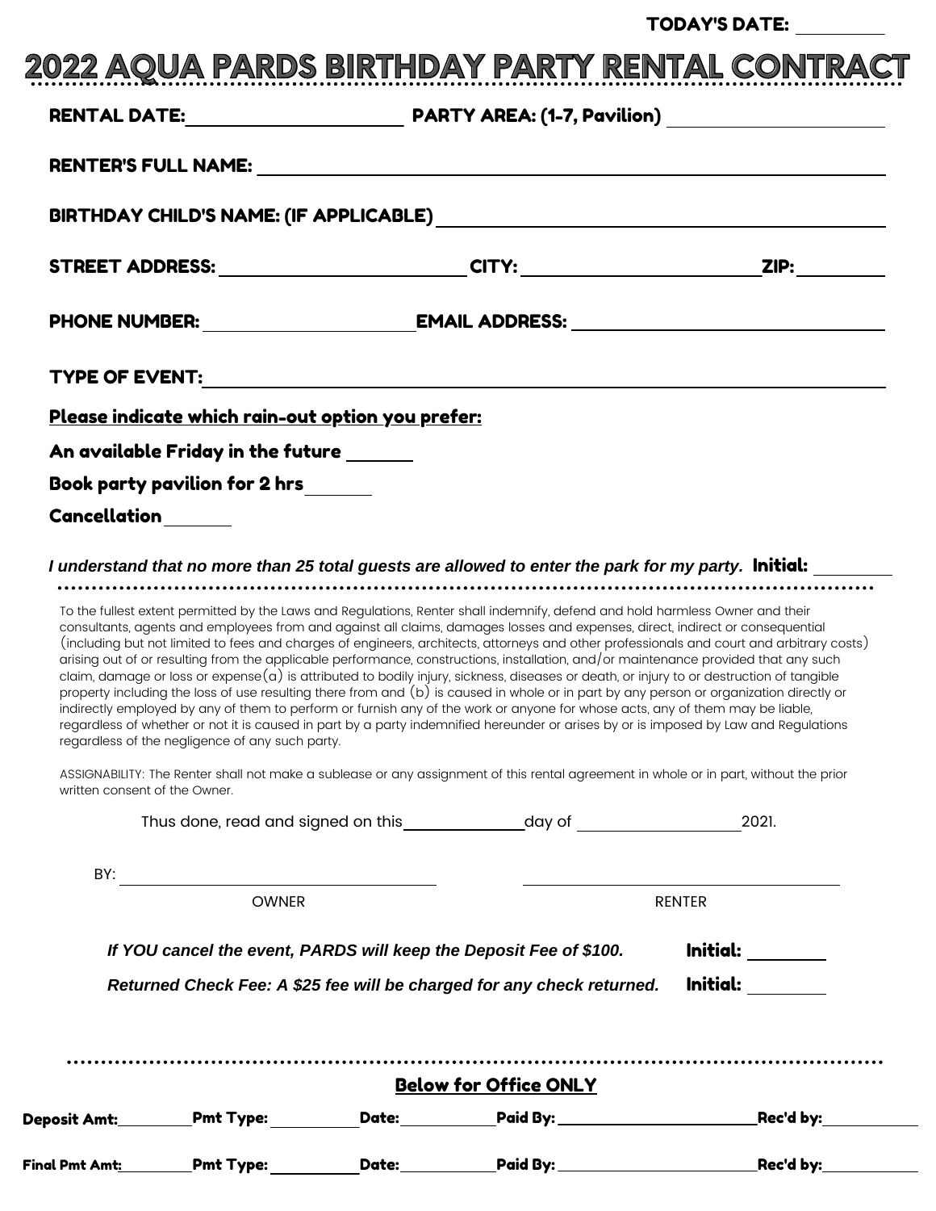TODAY'S DATE: ________

# 2022 AQUA PARDS BIRTHDAY PARTY RENTAL CONTRACT

**RENTAL DATE:** ____________________ **PARTY AREA: (1-7, Pavilion)** ____________________

**RENTER'S FULL NAME:** ____________________________________________

**BIRTHDAY CHILD'S NAME: (IF APPLICABLE)** ____________________________________________

**STREET ADDRESS:** ____________________ **CITY:** ____________________ **ZIP:** ________

**PHONE NUMBER:** ____________________ **EMAIL ADDRESS:** ____________________

**TYPE OF EVENT:** ____________________________________________

**Please indicate which rain-out option you prefer:**

**An available Friday in the future** ______

**Book party pavilion for 2 hrs** ______

**Cancellation** ______

***I understand that no more than 25 total guests are allowed to enter the park for my party.*** **Initial:** ________

To the fullest extent permitted by the Laws and Regulations, Renter shall indemnify, defend and hold harmless Owner and their consultants, agents and employees from and against all claims, damages losses and expenses, direct, indirect or consequential (including but not limited to fees and charges of engineers, architects, attorneys and other professionals and court and arbitrary costs) arising out of or resulting from the applicable performance, constructions, installation, and/or maintenance provided that any such claim, damage or loss or expense(a) is attributed to bodily injury, sickness, diseases or death, or injury to or destruction of tangible property including the loss of use resulting there from and (b) is caused in whole or in part by any person or organization directly or indirectly employed by any of them to perform or furnish any of the work or anyone for whose acts, any of them may be liable, regardless of whether or not it is caused in part by a party indemnified hereunder or arises by or is imposed by Law and Regulations regardless of the negligence of any such party.

ASSIGNABILITY: The Renter shall not make a sublease or any assignment of this rental agreement in whole or in part, without the prior written consent of the Owner.

Thus done, read and signed on this ____________ day of ________________ 2021.

BY: ______________________________ ______________________________

OWNER RENTER

***If YOU cancel the event, PARDS will keep the Deposit Fee of $100.*** **Initial:** ________

***Returned Check Fee: A $25 fee will be charged for any check returned.*** **Initial:** ________

## Below for Office ONLY

**Deposit Amt:** ________ **Pmt Type:** ________ **Date:** ________ **Paid By:** ____________________ **Rec'd by:** ________

**Final Pmt Amt:** ________ **Pmt Type:** ________ **Date:** ________ **Paid By:** ____________________ **Rec'd by:** ________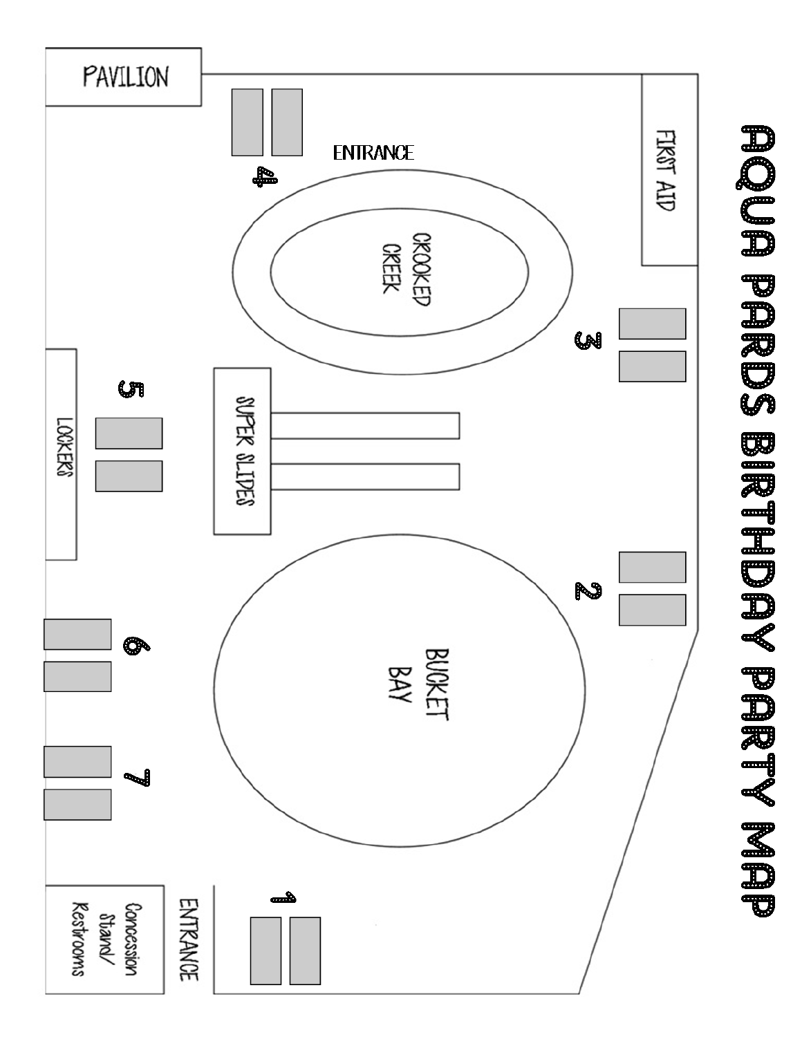# AQUA PARDS BIRTHDAY PARTY MAP

PAVILION

FIRST AID

ENTRANCE

4

CROOKED CREEK

3

5

LOCKERS

SUPER SLIDES

2

BUCKET BAY

6

7

1

ENTRANCE

Concession Stand/ Restrooms